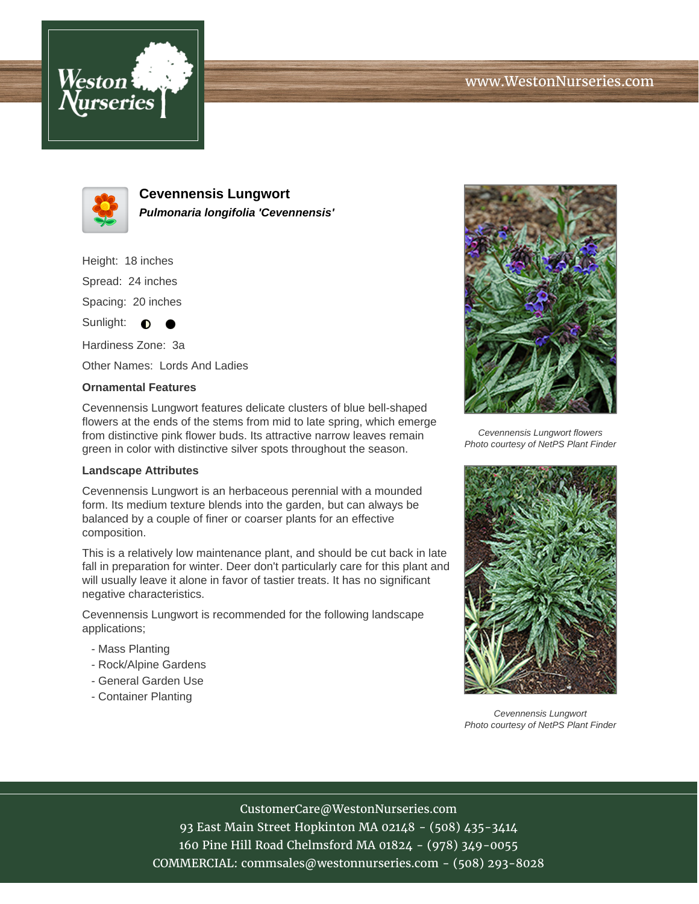# Cevennensis Lungwort

***Pulmonaria longifolia 'Cevennensis'***

Height: 18 inches

Spread: 24 inches

Spacing: 20 inches

Sunlight: ◐ ●

Hardiness Zone: 3a

Other Names: Lords And Ladies

### Ornamental Features

Cevennensis Lungwort features delicate clusters of blue bell-shaped flowers at the ends of the stems from mid to late spring, which emerge from distinctive pink flower buds. Its attractive narrow leaves remain green in color with distinctive silver spots throughout the season.

### Landscape Attributes

Cevennensis Lungwort is an herbaceous perennial with a mounded form. Its medium texture blends into the garden, but can always be balanced by a couple of finer or coarser plants for an effective composition.

This is a relatively low maintenance plant, and should be cut back in late fall in preparation for winter. Deer don't particularly care for this plant and will usually leave it alone in favor of tastier treats. It has no significant negative characteristics.

Cevennensis Lungwort is recommended for the following landscape applications;

- Mass Planting
- Rock/Alpine Gardens
- General Garden Use
- Container Planting

*Cevennensis Lungwort flowers*
*Photo courtesy of NetPS Plant Finder*

*Cevennensis Lungwort*
*Photo courtesy of NetPS Plant Finder*

CustomerCare@WestonNurseries.com
93 East Main Street Hopkinton MA 02148 - (508) 435-3414
160 Pine Hill Road Chelmsford MA 01824 - (978) 349-0055
COMMERCIAL: commsales@westonnurseries.com - (508) 293-8028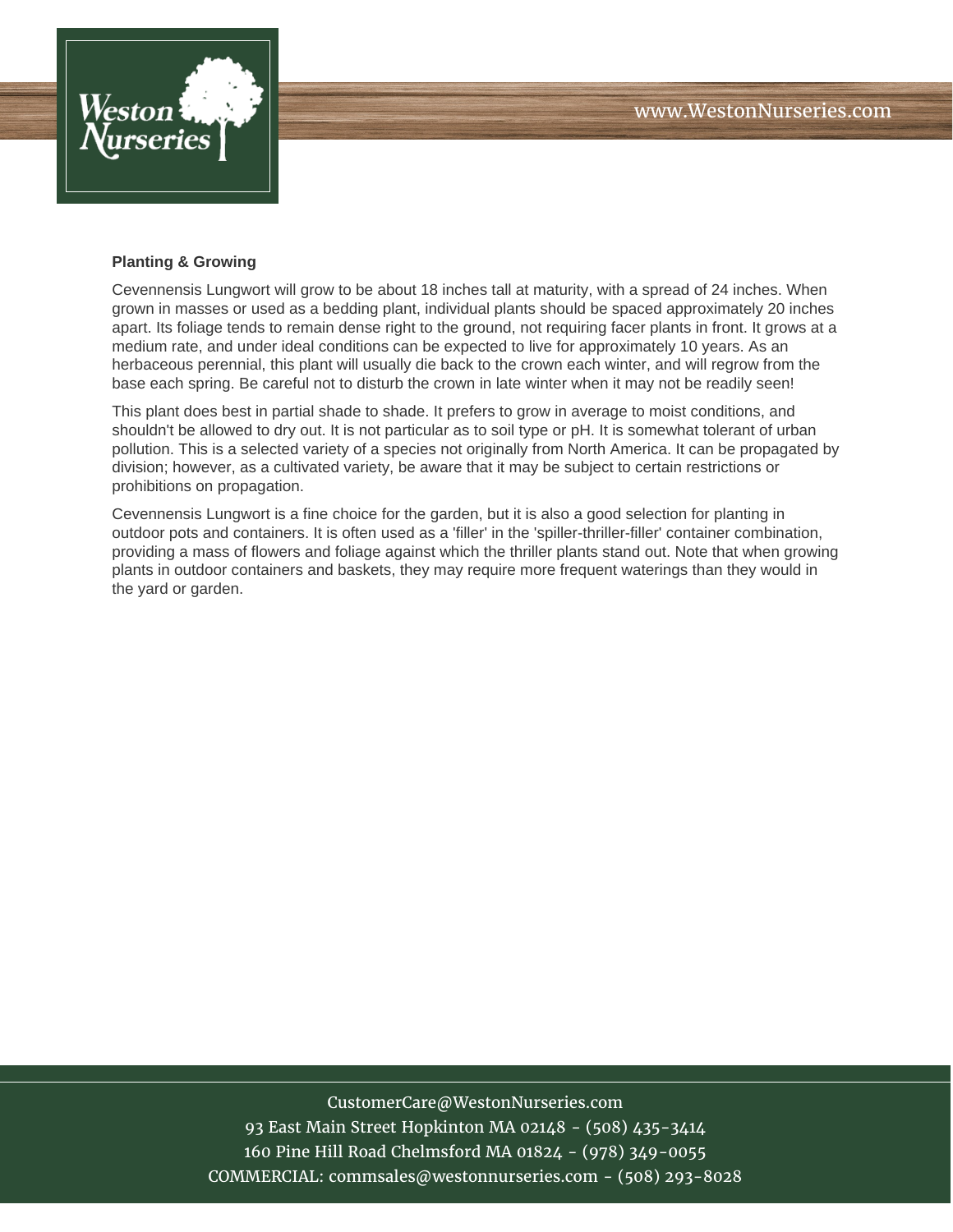## Planting & Growing

Cevennensis Lungwort will grow to be about 18 inches tall at maturity, with a spread of 24 inches. When grown in masses or used as a bedding plant, individual plants should be spaced approximately 20 inches apart. Its foliage tends to remain dense right to the ground, not requiring facer plants in front. It grows at a medium rate, and under ideal conditions can be expected to live for approximately 10 years. As an herbaceous perennial, this plant will usually die back to the crown each winter, and will regrow from the base each spring. Be careful not to disturb the crown in late winter when it may not be readily seen!

This plant does best in partial shade to shade. It prefers to grow in average to moist conditions, and shouldn't be allowed to dry out. It is not particular as to soil type or pH. It is somewhat tolerant of urban pollution. This is a selected variety of a species not originally from North America. It can be propagated by division; however, as a cultivated variety, be aware that it may be subject to certain restrictions or prohibitions on propagation.

Cevennensis Lungwort is a fine choice for the garden, but it is also a good selection for planting in outdoor pots and containers. It is often used as a 'filler' in the 'spiller-thriller-filler' container combination, providing a mass of flowers and foliage against which the thriller plants stand out. Note that when growing plants in outdoor containers and baskets, they may require more frequent waterings than they would in the yard or garden.